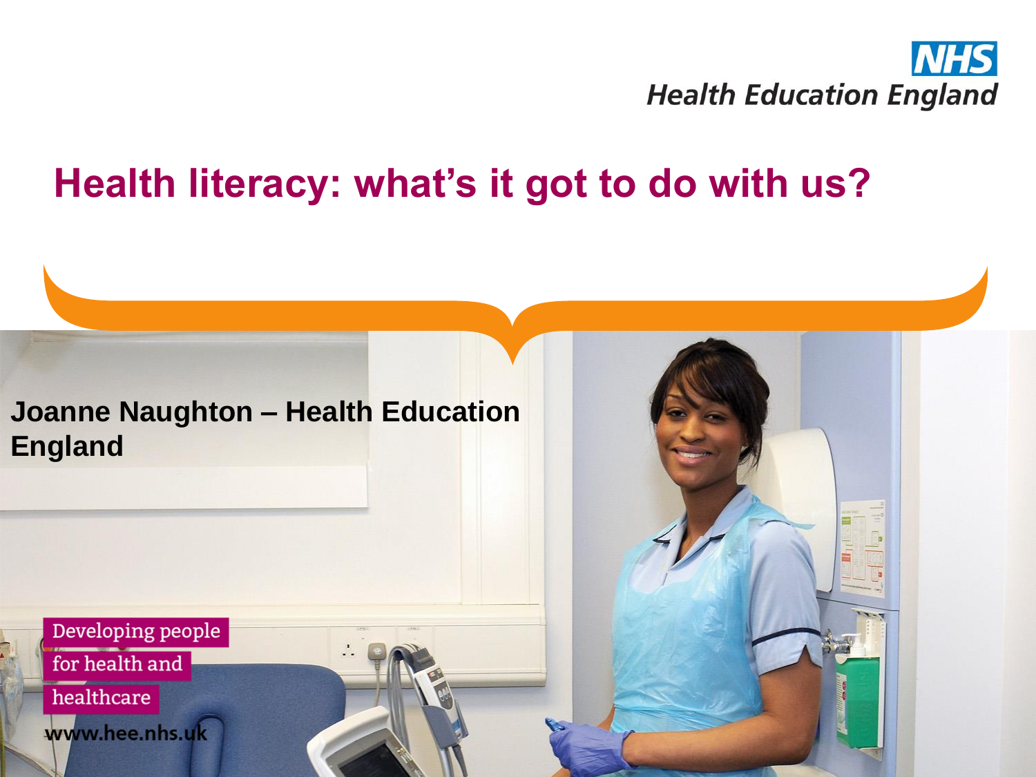NHS Health Education England

# Health literacy: what's it got to do with us?

**Joanne Naughton – Health Education England**

Developing people for health and healthcare

www.hee.nhs.uk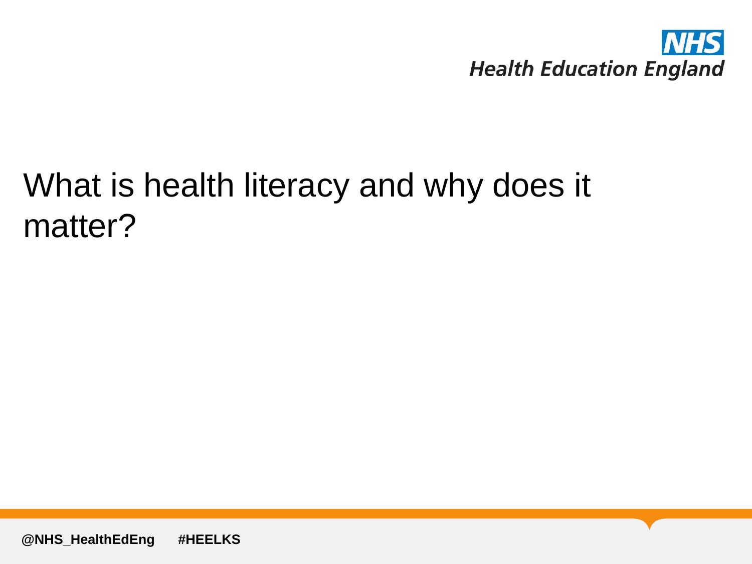# What is health literacy and why does it matter?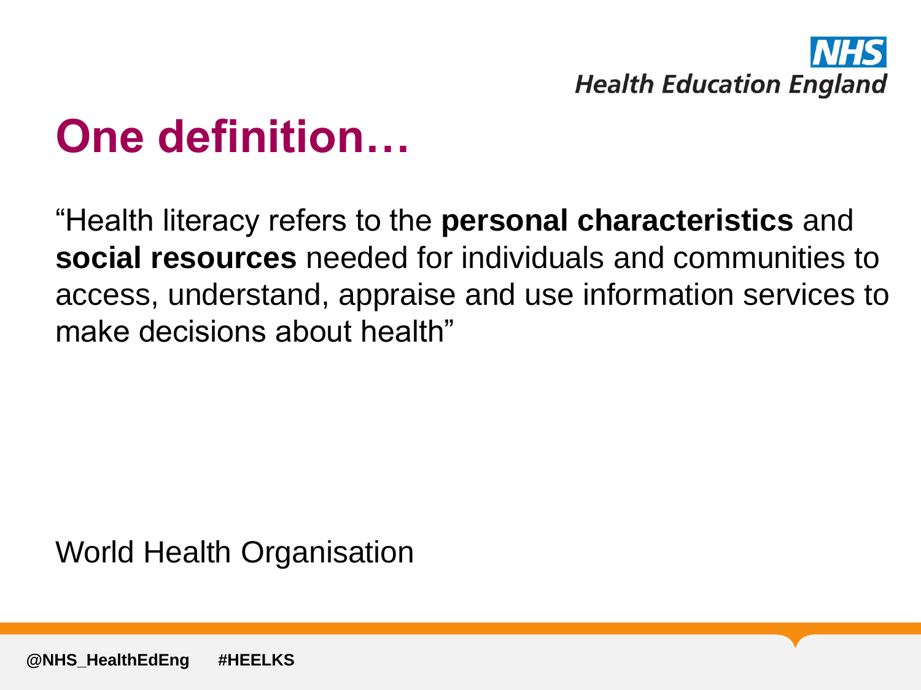# One definition…

"Health literacy refers to the **personal characteristics** and **social resources** needed for individuals and communities to access, understand, appraise and use information services to make decisions about health"

World Health Organisation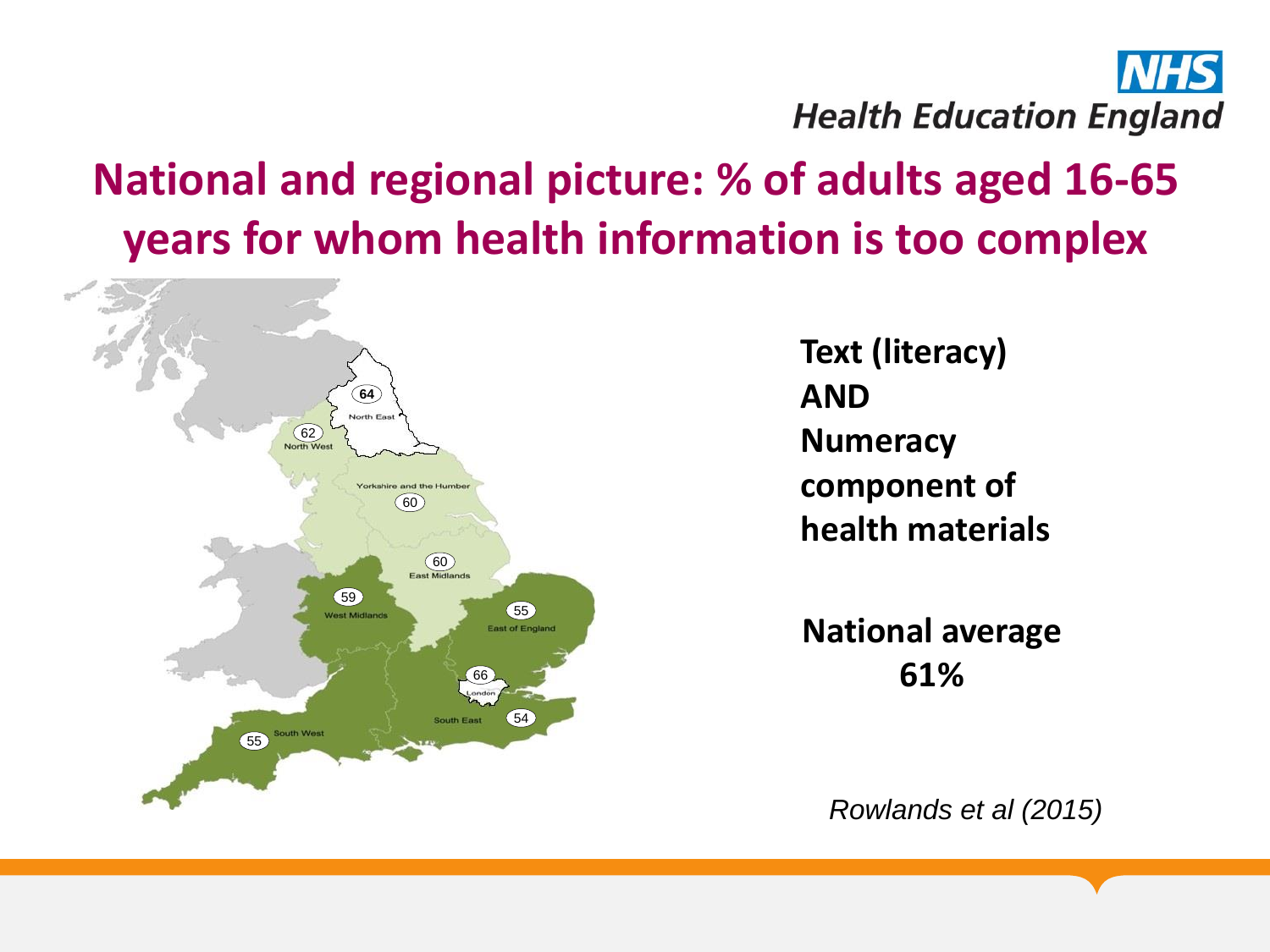# National and regional picture: % of adults aged 16-65 years for whom health information is too complex

64 North East

62 North West

Yorkshire and the Humber 60

60 East Midlands

59 West Midlands

55 East of England

66 London

South East 54

South West 55

**Text (literacy)**
**AND**
**Numeracy component of health materials**

**National average 61%**

*Rowlands et al (2015)*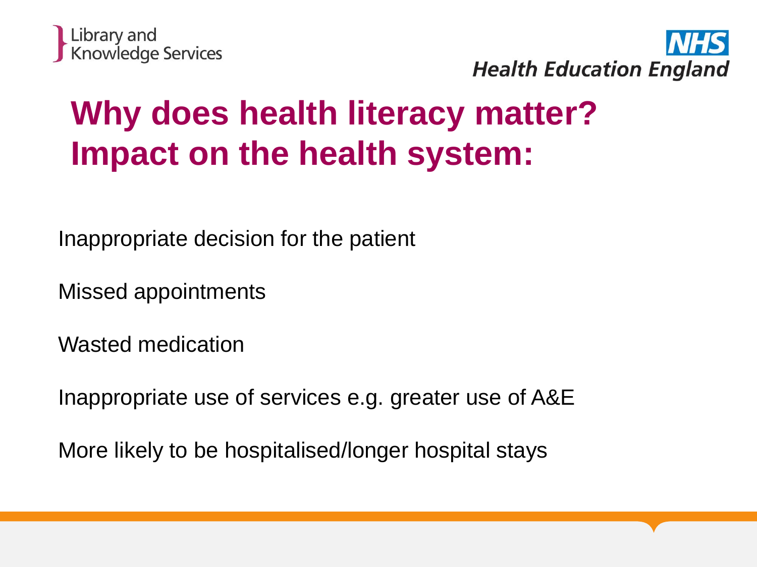# Why does health literacy matter? Impact on the health system:

Inappropriate decision for the patient

Missed appointments

Wasted medication

Inappropriate use of services e.g. greater use of A&E

More likely to be hospitalised/longer hospital stays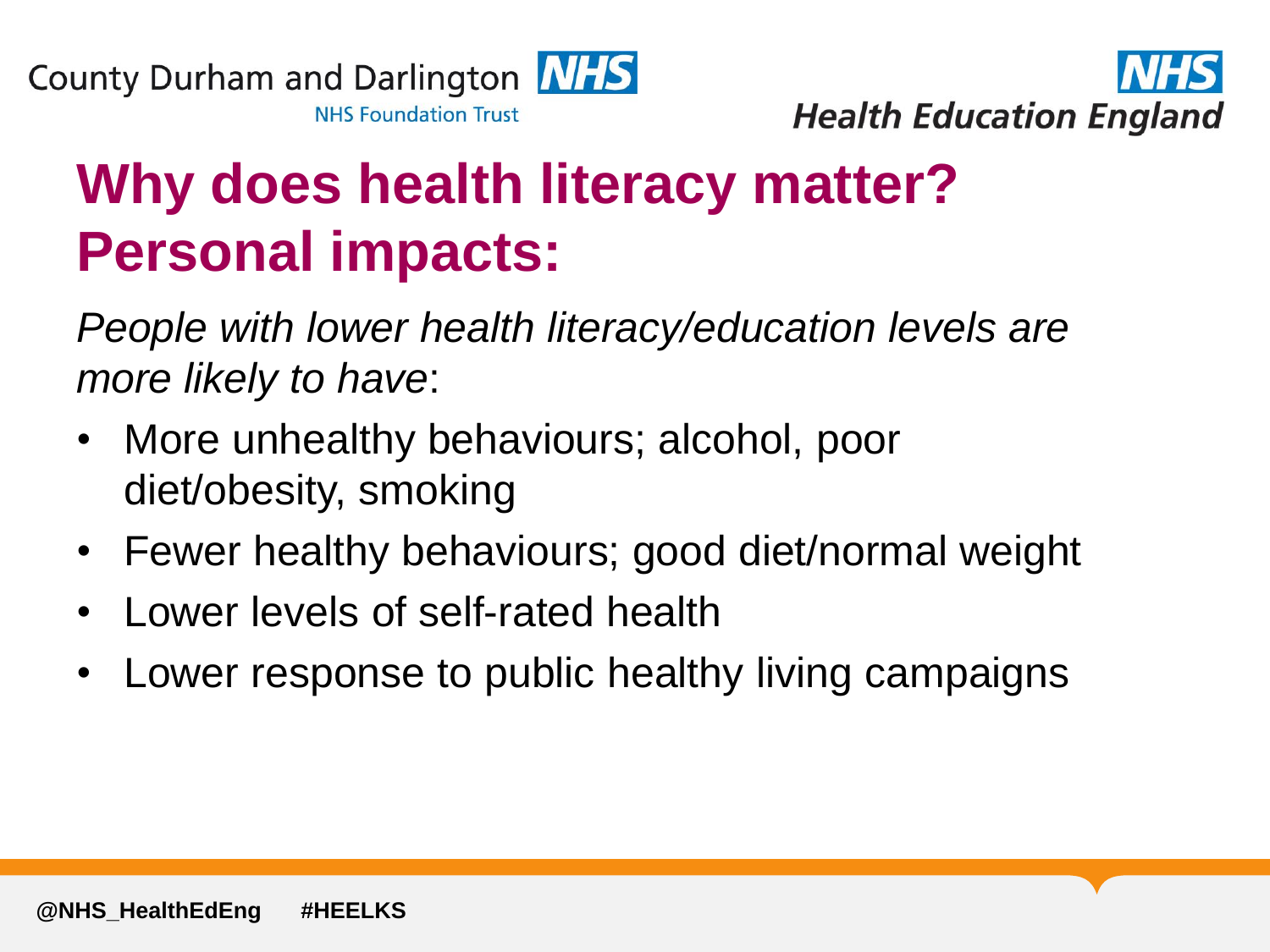# Why does health literacy matter? Personal impacts:

*People with lower health literacy/education levels are more likely to have*:

- More unhealthy behaviours; alcohol, poor diet/obesity, smoking
- Fewer healthy behaviours; good diet/normal weight
- Lower levels of self-rated health
- Lower response to public healthy living campaigns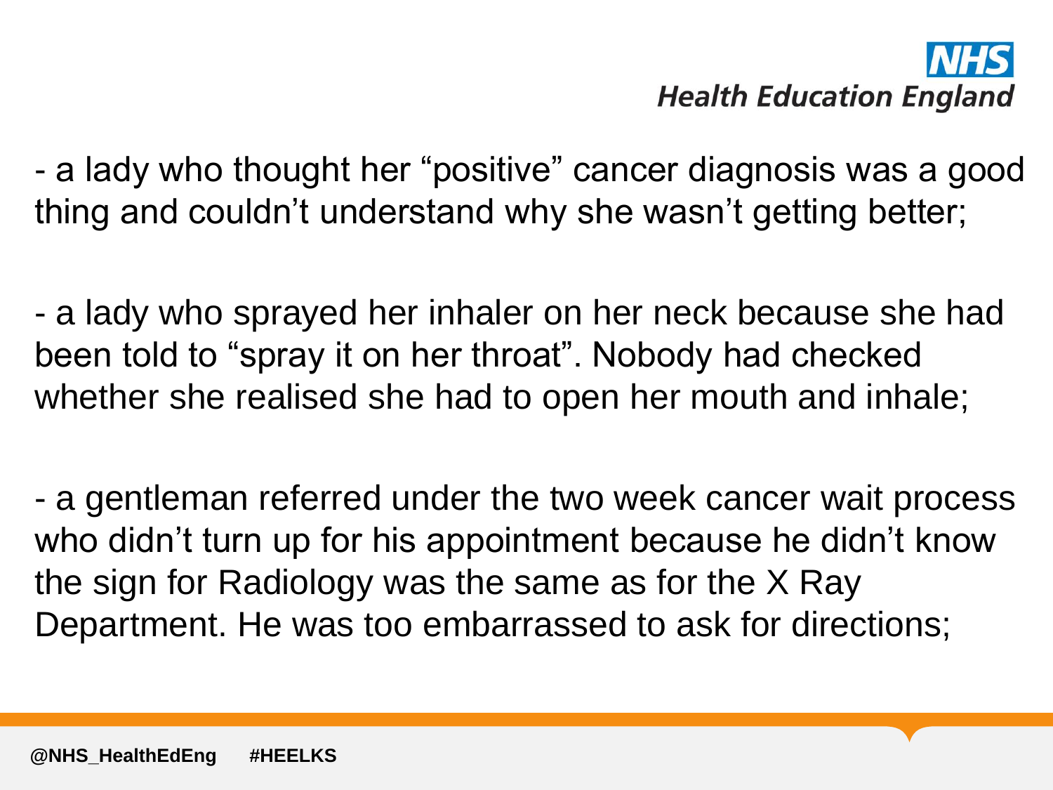- a lady who thought her "positive" cancer diagnosis was a good thing and couldn't understand why she wasn't getting better;

- a lady who sprayed her inhaler on her neck because she had been told to "spray it on her throat". Nobody had checked whether she realised she had to open her mouth and inhale;

- a gentleman referred under the two week cancer wait process who didn't turn up for his appointment because he didn't know the sign for Radiology was the same as for the X Ray Department. He was too embarrassed to ask for directions;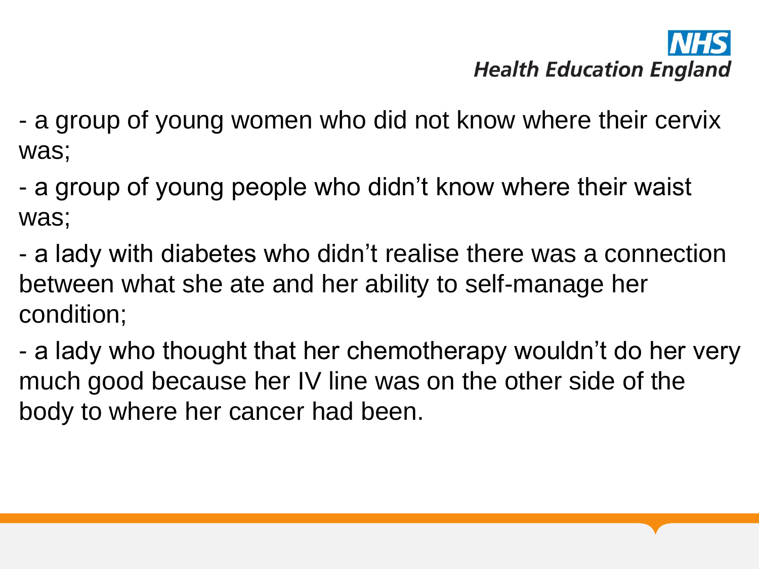- a group of young women who did not know where their cervix was;
- a group of young people who didn't know where their waist was;
- a lady with diabetes who didn't realise there was a connection between what she ate and her ability to self-manage her condition;
- a lady who thought that her chemotherapy wouldn't do her very much good because her IV line was on the other side of the body to where her cancer had been.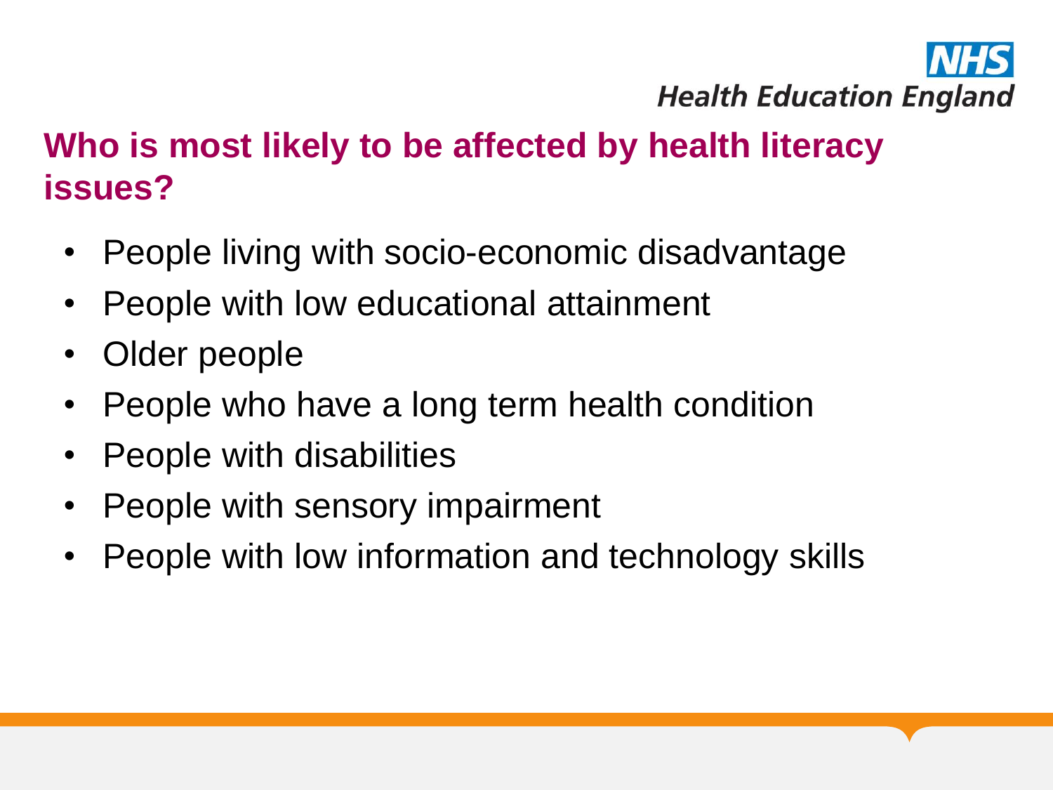## Who is most likely to be affected by health literacy issues?

- People living with socio-economic disadvantage
- People with low educational attainment
- Older people
- People who have a long term health condition
- People with disabilities
- People with sensory impairment
- People with low information and technology skills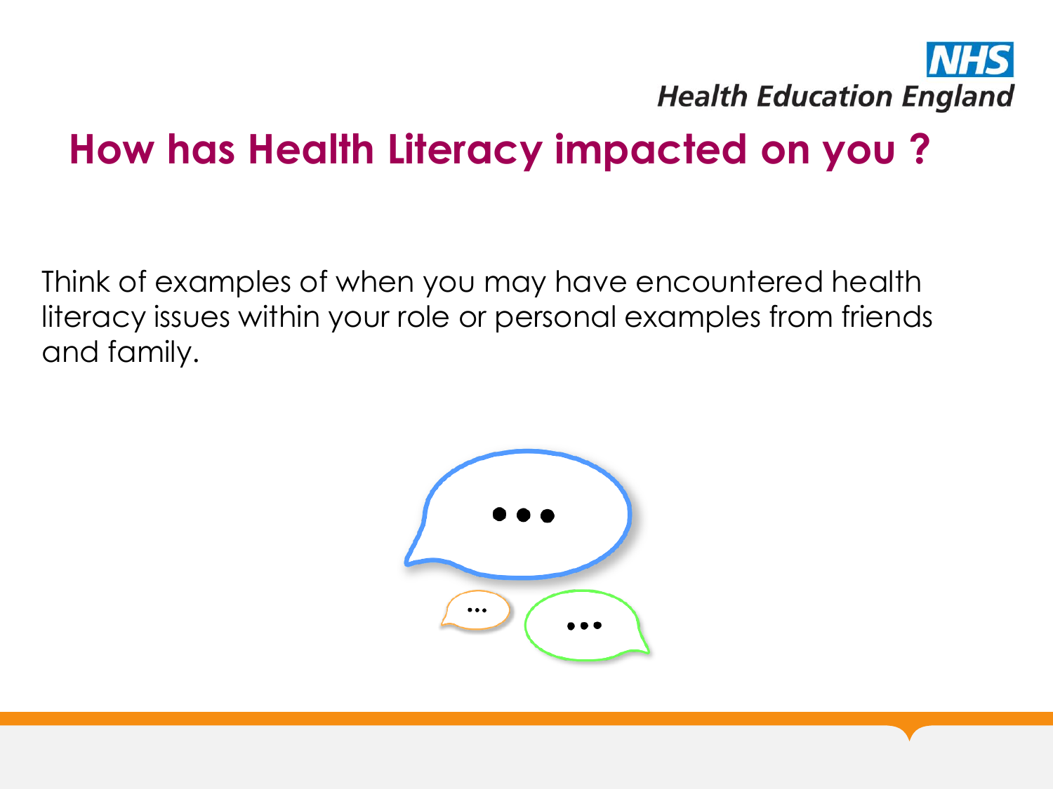NHS Health Education England

# How has Health Literacy impacted on you ?

Think of examples of when you may have encountered health literacy issues within your role or personal examples from friends and family.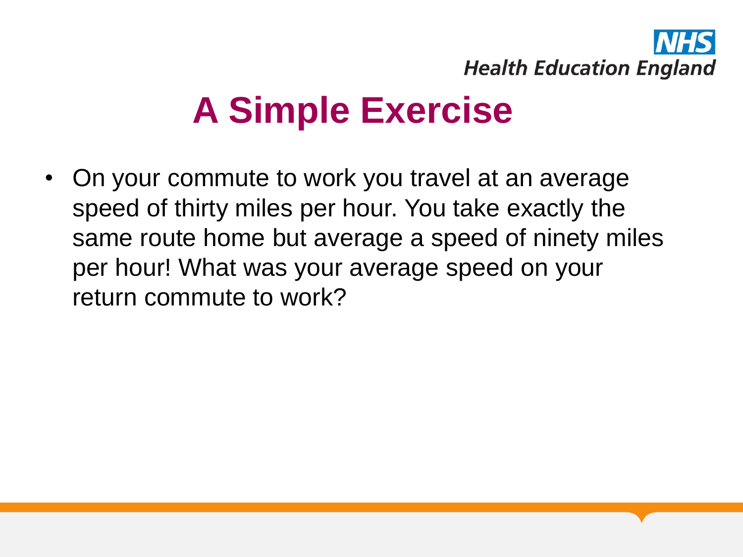# A Simple Exercise

- On your commute to work you travel at an average speed of thirty miles per hour. You take exactly the same route home but average a speed of ninety miles per hour! What was your average speed on your return commute to work?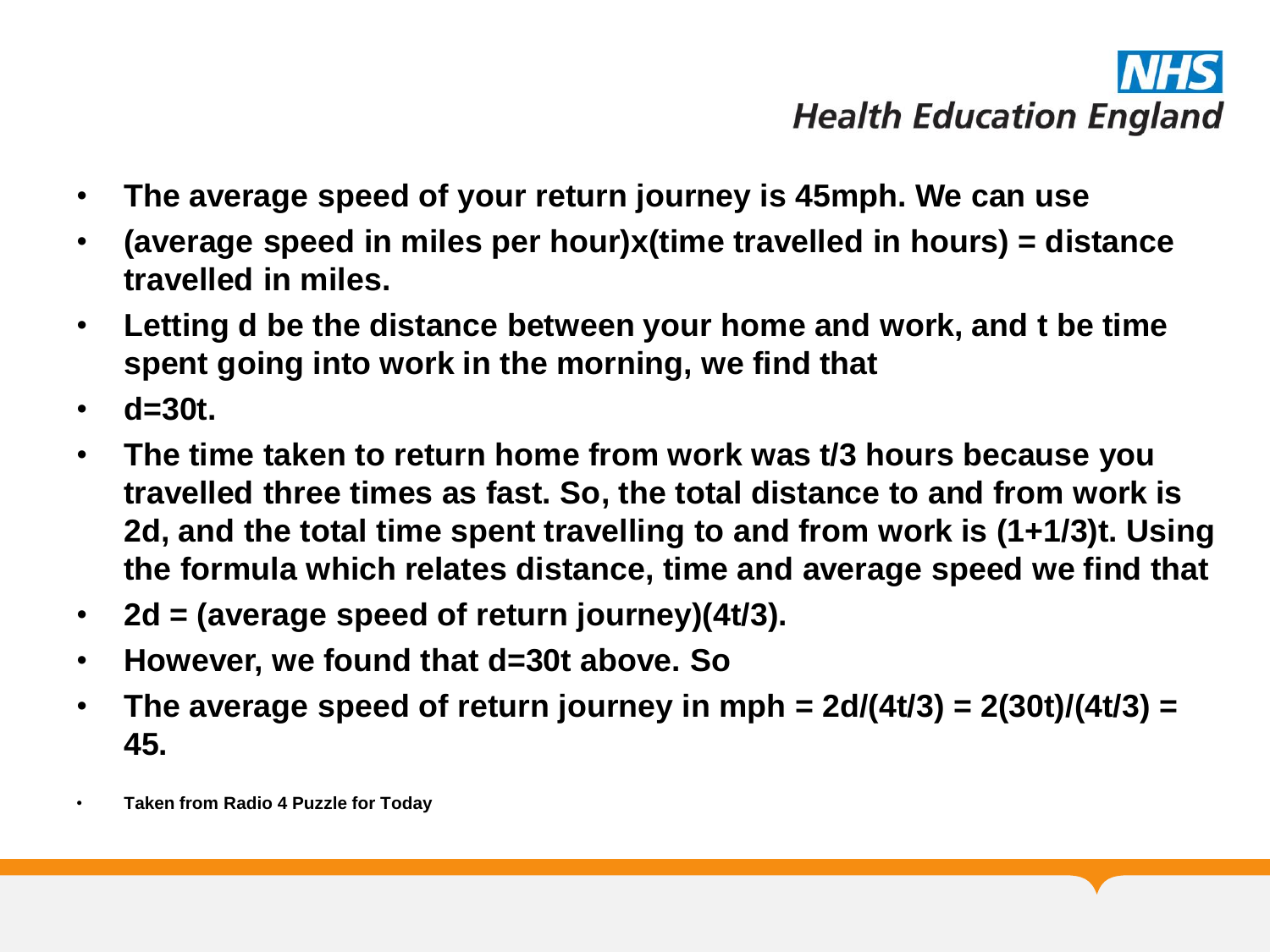- **The average speed of your return journey is 45mph. We can use**
- **(average speed in miles per hour)x(time travelled in hours) = distance travelled in miles.**
- **Letting d be the distance between your home and work, and t be time spent going into work in the morning, we find that**
- **$d=30t$.**
- **The time taken to return home from work was $t/3$ hours because you travelled three times as fast. So, the total distance to and from work is $2d$, and the total time spent travelling to and from work is $(1+1/3)t$. Using the formula which relates distance, time and average speed we find that**
- **$2d$ = (average speed of return journey)$(4t/3)$.**
- **However, we found that $d=30t$ above. So**
- **The average speed of return journey in mph = $2d/(4t/3) = 2(30t)/(4t/3) = 45$.**

- **Taken from Radio 4 Puzzle for Today**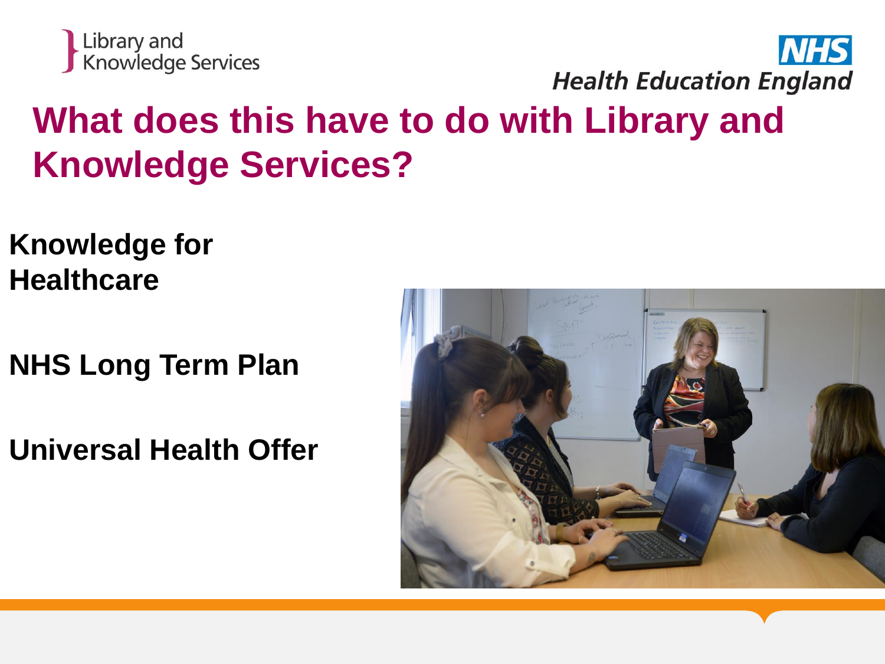# What does this have to do with Library and Knowledge Services?

**Knowledge for Healthcare**

**NHS Long Term Plan**

**Universal Health Offer**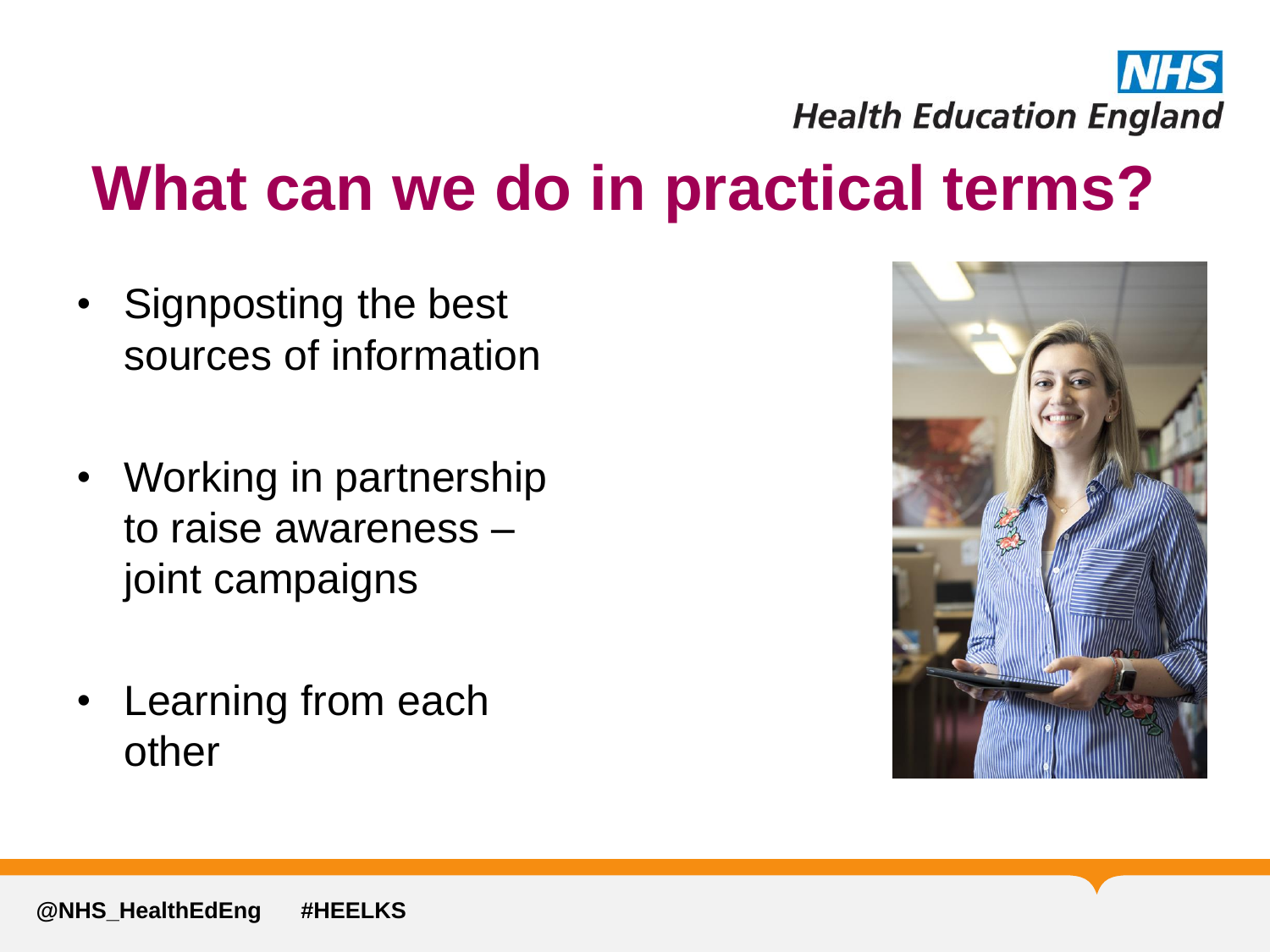# What can we do in practical terms?

- Signposting the best sources of information
- Working in partnership to raise awareness – joint campaigns
- Learning from each other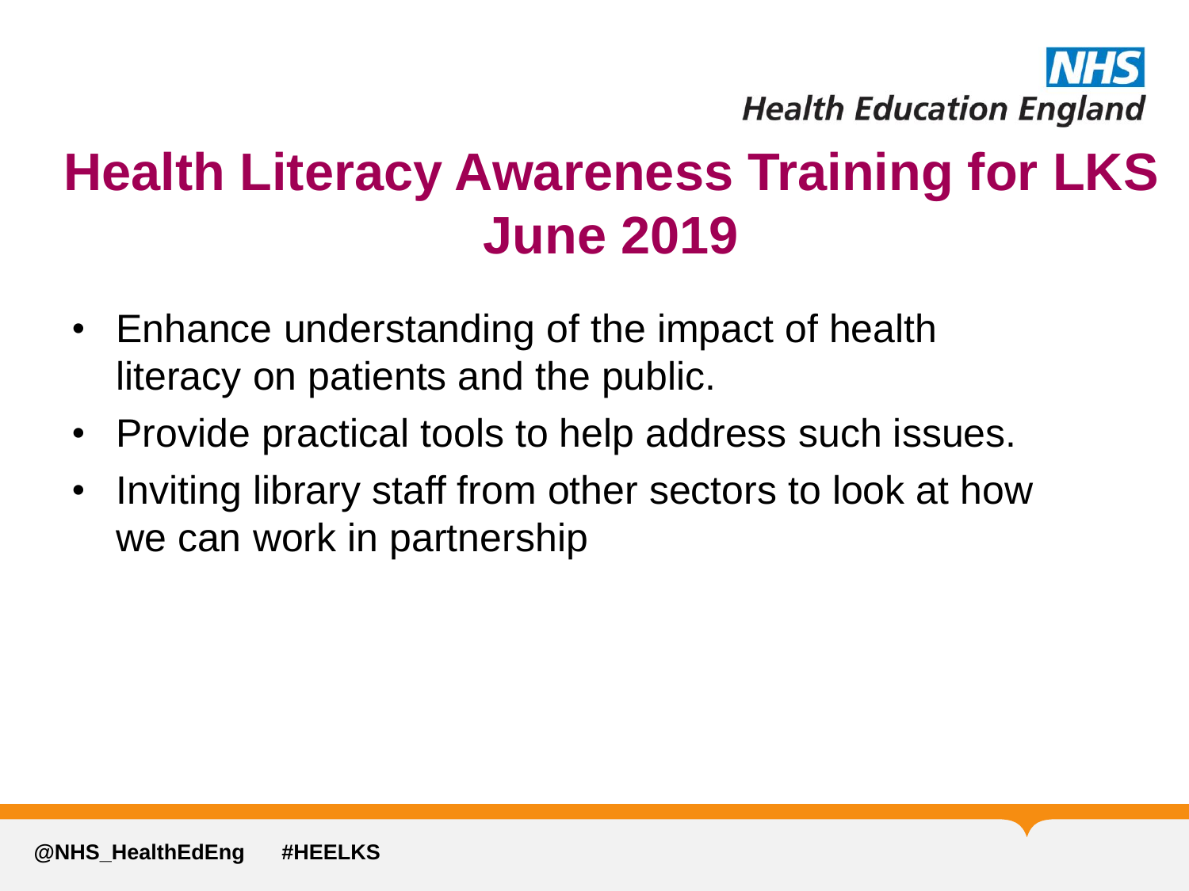# Health Literacy Awareness Training for LKS June 2019

- Enhance understanding of the impact of health literacy on patients and the public.
- Provide practical tools to help address such issues.
- Inviting library staff from other sectors to look at how we can work in partnership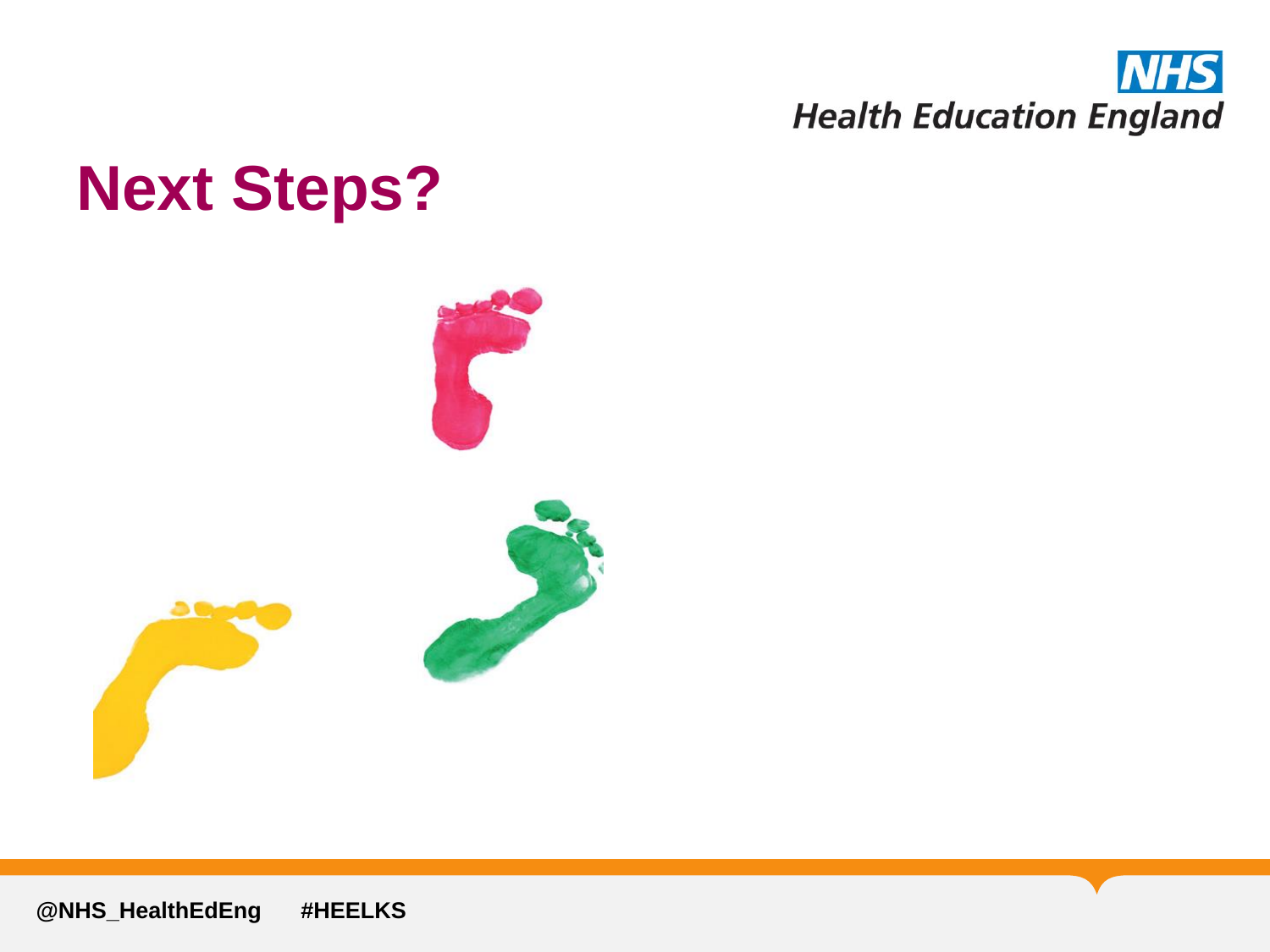# Next Steps?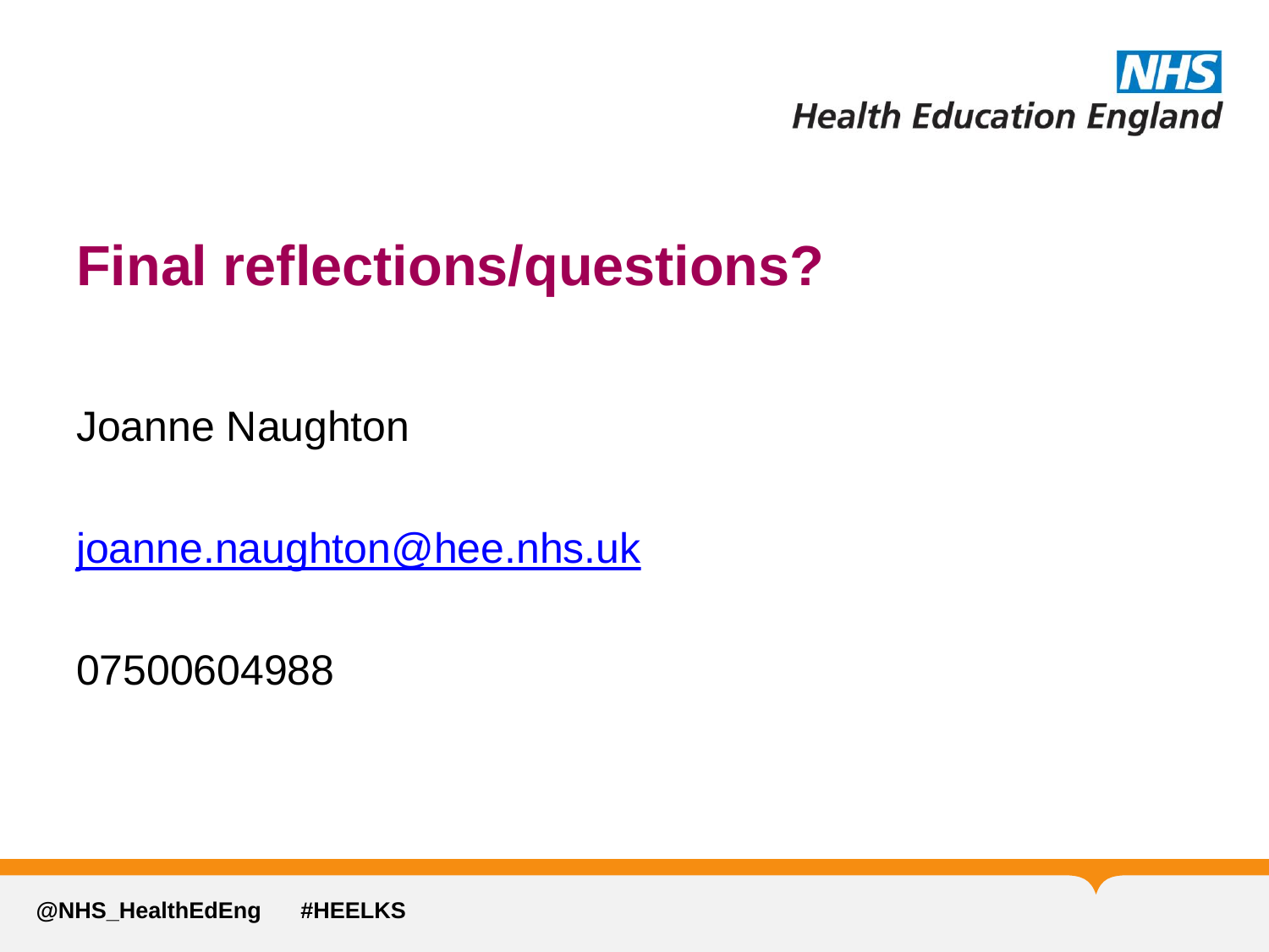# Final reflections/questions?

Joanne Naughton

joanne.naughton@hee.nhs.uk

07500604988